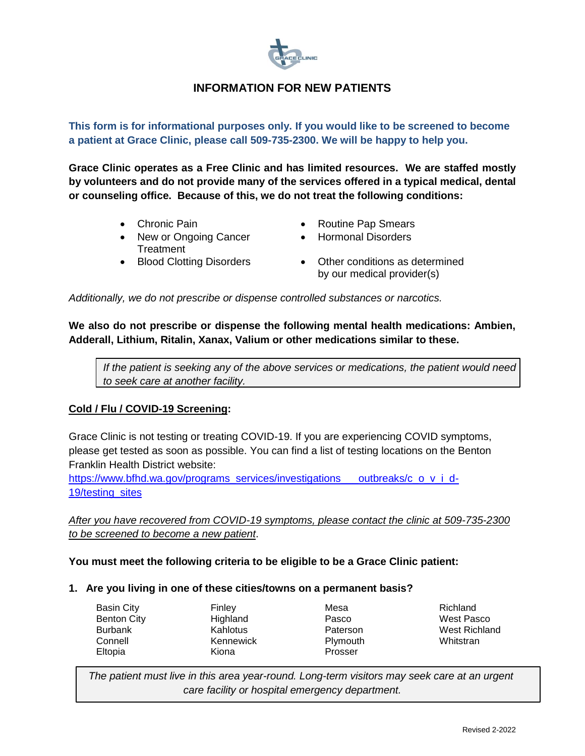# INFORMATION FOR NEW PATIENTS

**This form is for informational purposes only. If you would like to be screened to become a patient at Grace Clinic, please call 509-735-2300. We will be happy to help you.**

**Grace Clinic operates as a Free Clinic and has limited resources. We are staffed mostly by volunteers and do not provide many of the services offered in a typical medical, dental or counseling office. Because of this, we do not treat the following conditions:**

- Chronic Pain
- New or Ongoing Cancer Treatment
- Blood Clotting Disorders
- Routine Pap Smears
- Hormonal Disorders
- Other conditions as determined by our medical provider(s)

*Additionally, we do not prescribe or dispense controlled substances or narcotics.*

**We also do not prescribe or dispense the following mental health medications: Ambien, Adderall, Lithium, Ritalin, Xanax, Valium or other medications similar to these.**

*If the patient is seeking any of the above services or medications, the patient would need to seek care at another facility.*

**Cold / Flu / COVID-19 Screening:**

Grace Clinic is not testing or treating COVID-19. If you are experiencing COVID symptoms, please get tested as soon as possible. You can find a list of testing locations on the Benton Franklin Health District website:
https://www.bfhd.wa.gov/programs_services/investigations___outbreaks/c_o_v_i_d-19/testing_sites

*After you have recovered from COVID-19 symptoms, please contact the clinic at 509-735-2300 to be screened to become a new patient*.

**You must meet the following criteria to be eligible to be a Grace Clinic patient:**

**1. Are you living in one of these cities/towns on a permanent basis?**

| | | | |
|---|---|---|---|
| Basin City | Finley | Mesa | Richland |
| Benton City | Highland | Pasco | West Pasco |
| Burbank | Kahlotus | Paterson | West Richland |
| Connell | Kennewick | Plymouth | Whitstran |
| Eltopia | Kiona | Prosser | |

*The patient must live in this area year-round. Long-term visitors may seek care at an urgent care facility or hospital emergency department.*

Revised 2-2022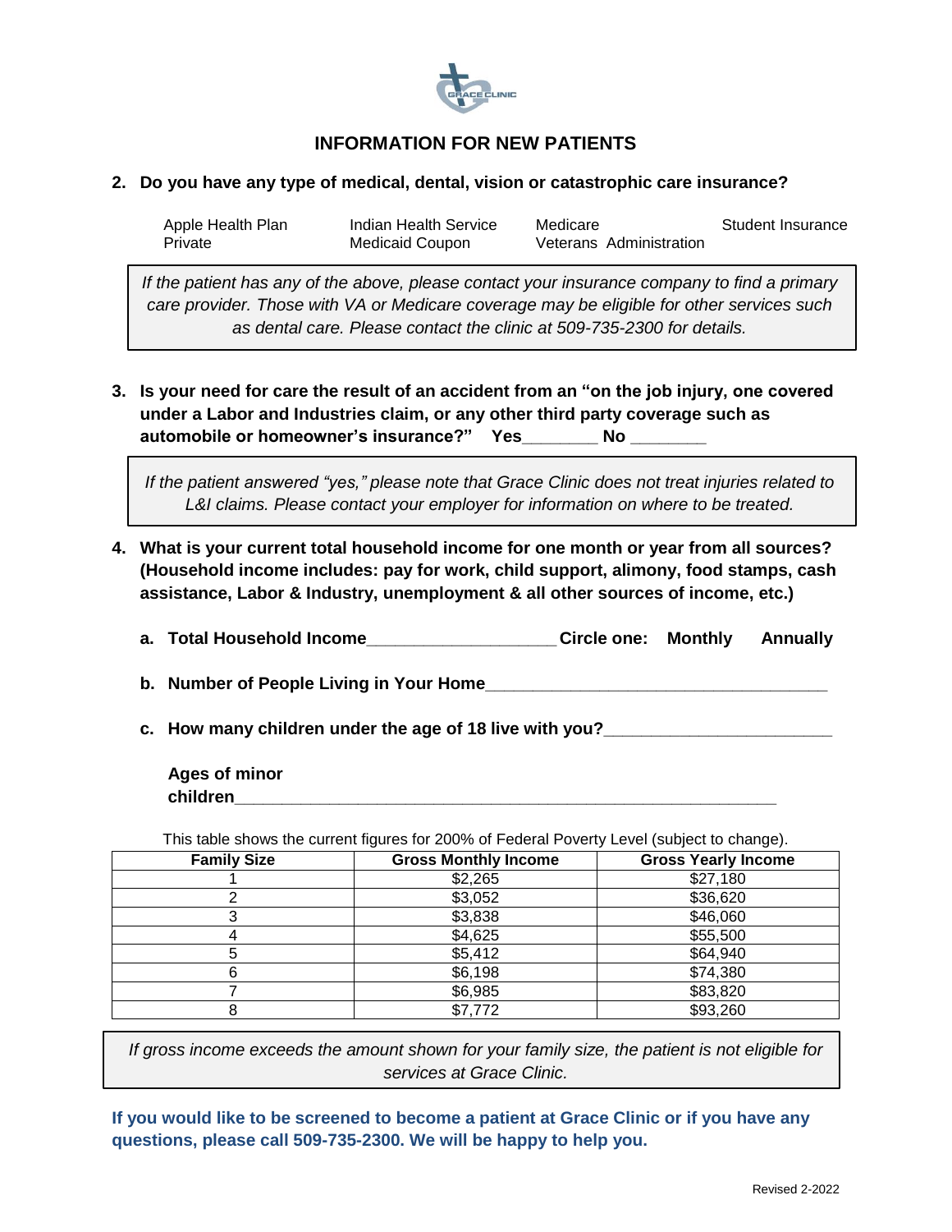GRACE CLINIC

## INFORMATION FOR NEW PATIENTS

**2. Do you have any type of medical, dental, vision or catastrophic care insurance?**

Apple Health Plan
Private
Indian Health Service
Medicaid Coupon
Medicare
Veterans Administration
Student Insurance

*If the patient has any of the above, please contact your insurance company to find a primary care provider. Those with VA or Medicare coverage may be eligible for other services such as dental care. Please contact the clinic at 509-735-2300 for details.*

**3. Is your need for care the result of an accident from an "on the job injury, one covered under a Labor and Industries claim, or any other third party coverage such as automobile or homeowner's insurance?" Yes________ No ________**

*If the patient answered "yes," please note that Grace Clinic does not treat injuries related to L&I claims. Please contact your employer for information on where to be treated.*

**4. What is your current total household income for one month or year from all sources? (Household income includes: pay for work, child support, alimony, food stamps, cash assistance, Labor & Industry, unemployment & all other sources of income, etc.)**

**a. Total Household Income___________________ Circle one: Monthly Annually**

**b. Number of People Living in Your Home____________________________________**

**c. How many children under the age of 18 live with you?________________________**

**Ages of minor children____________________________________________________________**

This table shows the current figures for 200% of Federal Poverty Level (subject to change).

| Family Size | Gross Monthly Income | Gross Yearly Income |
|---|---|---|
| 1 | $2,265 | $27,180 |
| 2 | $3,052 | $36,620 |
| 3 | $3,838 | $46,060 |
| 4 | $4,625 | $55,500 |
| 5 | $5,412 | $64,940 |
| 6 | $6,198 | $74,380 |
| 7 | $6,985 | $83,820 |
| 8 | $7,772 | $93,260 |

*If gross income exceeds the amount shown for your family size, the patient is not eligible for services at Grace Clinic.*

**If you would like to be screened to become a patient at Grace Clinic or if you have any questions, please call 509-735-2300. We will be happy to help you.**

Revised 2-2022